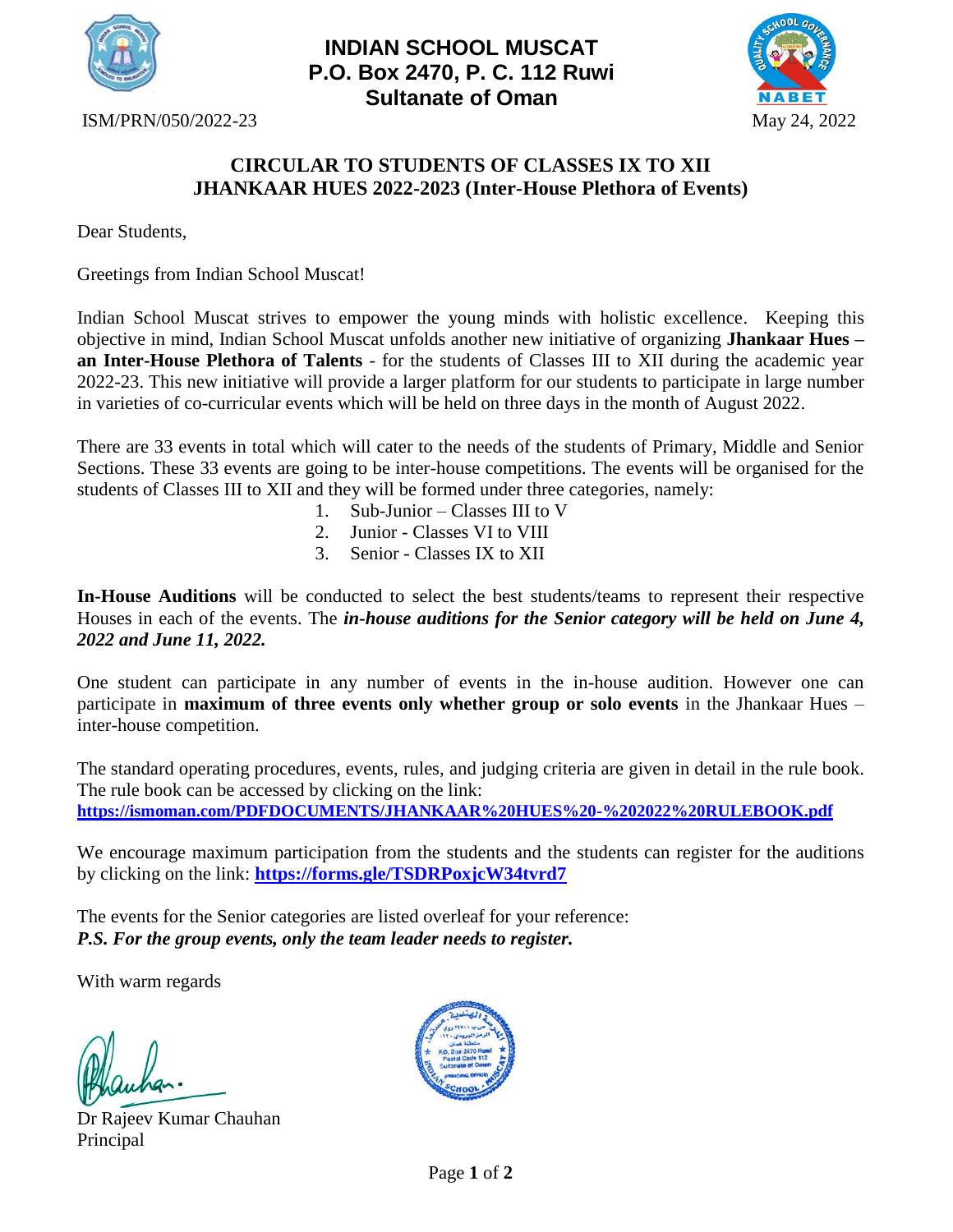# INDIAN SCHOOL MUSCAT
**P.O. Box 2470, P. C. 112 Ruwi**
**Sultanate of Oman**

ISM/PRN/050/2022-23

May 24, 2022

## CIRCULAR TO STUDENTS OF CLASSES IX TO XII
## JHANKAAR HUES 2022-2023 (Inter-House Plethora of Events)

Dear Students,

Greetings from Indian School Muscat!

Indian School Muscat strives to empower the young minds with holistic excellence. Keeping this objective in mind, Indian School Muscat unfolds another new initiative of organizing **Jhankaar Hues – an Inter-House Plethora of Talents** - for the students of Classes III to XII during the academic year 2022-23. This new initiative will provide a larger platform for our students to participate in large number in varieties of co-curricular events which will be held on three days in the month of August 2022.

There are 33 events in total which will cater to the needs of the students of Primary, Middle and Senior Sections. These 33 events are going to be inter-house competitions. The events will be organised for the students of Classes III to XII and they will be formed under three categories, namely:

1. Sub-Junior – Classes III to V
2. Junior - Classes VI to VIII
3. Senior - Classes IX to XII

**In-House Auditions** will be conducted to select the best students/teams to represent their respective Houses in each of the events. The ***in-house auditions for the Senior category will be held on June 4, 2022 and June 11, 2022.***

One student can participate in any number of events in the in-house audition. However one can participate in **maximum of three events only whether group or solo events** in the Jhankaar Hues – inter-house competition.

The standard operating procedures, events, rules, and judging criteria are given in detail in the rule book. The rule book can be accessed by clicking on the link:
**https://ismoman.com/PDFDOCUMENTS/JHANKAAR%20HUES%20-%202022%20RULEBOOK.pdf**

We encourage maximum participation from the students and the students can register for the auditions by clicking on the link: **https://forms.gle/TSDRPoxjcW34tvrd7**

The events for the Senior categories are listed overleaf for your reference:
***P.S. For the group events, only the team leader needs to register.***

With warm regards

Dr Rajeev Kumar Chauhan
Principal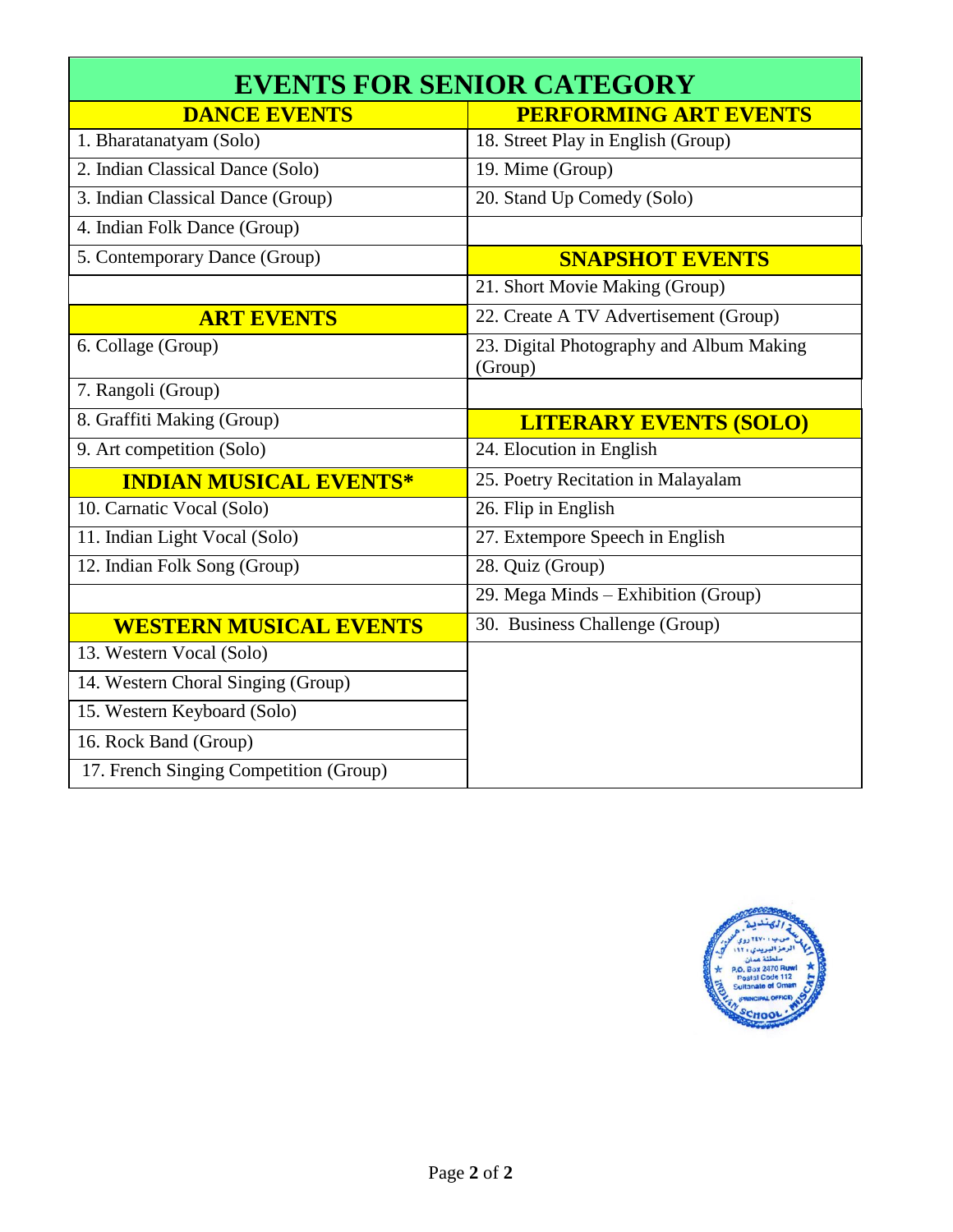# EVENTS FOR SENIOR CATEGORY

| | |
|---|---|
| **DANCE EVENTS** | **PERFORMING ART EVENTS** |
| 1. Bharatanatyam (Solo) | 18. Street Play in English (Group) |
| 2. Indian Classical Dance (Solo) | 19. Mime (Group) |
| 3. Indian Classical Dance (Group) | 20. Stand Up Comedy (Solo) |
| 4. Indian Folk Dance (Group) | |
| 5. Contemporary Dance (Group) | **SNAPSHOT EVENTS** |
| | 21. Short Movie Making (Group) |
| **ART EVENTS** | 22. Create A TV Advertisement (Group) |
| 6. Collage (Group) | 23. Digital Photography and Album Making (Group) |
| 7. Rangoli (Group) | |
| 8. Graffiti Making (Group) | **LITERARY EVENTS (SOLO)** |
| 9. Art competition (Solo) | 24. Elocution in English |
| **INDIAN MUSICAL EVENTS*** | 25. Poetry Recitation in Malayalam |
| 10. Carnatic Vocal (Solo) | 26. Flip in English |
| 11. Indian Light Vocal (Solo) | 27. Extempore Speech in English |
| 12. Indian Folk Song (Group) | 28. Quiz (Group) |
| | 29. Mega Minds – Exhibition (Group) |
| **WESTERN MUSICAL EVENTS** | 30. Business Challenge (Group) |
| 13. Western Vocal (Solo) | |
| 14. Western Choral Singing (Group) | |
| 15. Western Keyboard (Solo) | |
| 16. Rock Band (Group) | |
| 17. French Singing Competition (Group) | |